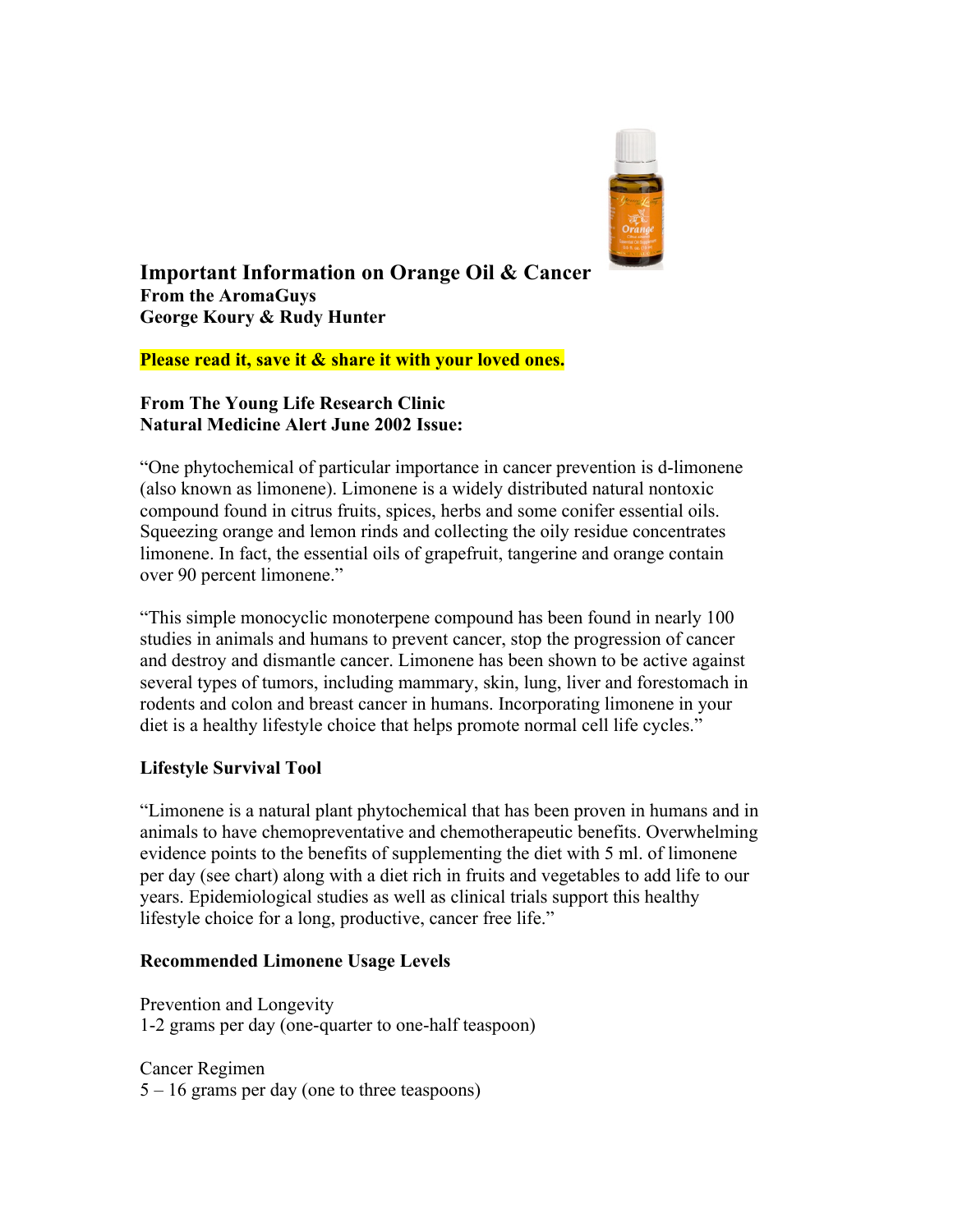# Important Information on Orange Oil & Cancer

**From the AromaGuys**
**George Koury & Rudy Hunter**

**Please read it, save it & share it with your loved ones.**

**From The Young Life Research Clinic**
**Natural Medicine Alert June 2002 Issue:**

"One phytochemical of particular importance in cancer prevention is d-limonene (also known as limonene). Limonene is a widely distributed natural nontoxic compound found in citrus fruits, spices, herbs and some conifer essential oils. Squeezing orange and lemon rinds and collecting the oily residue concentrates limonene. In fact, the essential oils of grapefruit, tangerine and orange contain over 90 percent limonene."

"This simple monocyclic monoterpene compound has been found in nearly 100 studies in animals and humans to prevent cancer, stop the progression of cancer and destroy and dismantle cancer. Limonene has been shown to be active against several types of tumors, including mammary, skin, lung, liver and forestomach in rodents and colon and breast cancer in humans. Incorporating limonene in your diet is a healthy lifestyle choice that helps promote normal cell life cycles."

**Lifestyle Survival Tool**

"Limonene is a natural plant phytochemical that has been proven in humans and in animals to have chemopreventative and chemotherapeutic benefits. Overwhelming evidence points to the benefits of supplementing the diet with 5 ml. of limonene per day (see chart) along with a diet rich in fruits and vegetables to add life to our years. Epidemiological studies as well as clinical trials support this healthy lifestyle choice for a long, productive, cancer free life."

**Recommended Limonene Usage Levels**

Prevention and Longevity
1-2 grams per day (one-quarter to one-half teaspoon)

Cancer Regimen
5 – 16 grams per day (one to three teaspoons)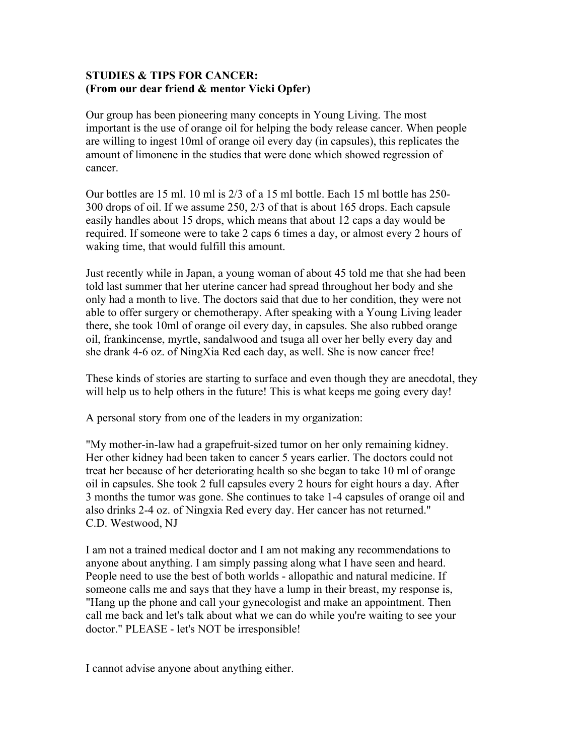**STUDIES & TIPS FOR CANCER:**
**(From our dear friend & mentor Vicki Opfer)**

Our group has been pioneering many concepts in Young Living. The most important is the use of orange oil for helping the body release cancer. When people are willing to ingest 10ml of orange oil every day (in capsules), this replicates the amount of limonene in the studies that were done which showed regression of cancer.

Our bottles are 15 ml. 10 ml is 2/3 of a 15 ml bottle. Each 15 ml bottle has 250-300 drops of oil. If we assume 250, 2/3 of that is about 165 drops. Each capsule easily handles about 15 drops, which means that about 12 caps a day would be required. If someone were to take 2 caps 6 times a day, or almost every 2 hours of waking time, that would fulfill this amount.

Just recently while in Japan, a young woman of about 45 told me that she had been told last summer that her uterine cancer had spread throughout her body and she only had a month to live. The doctors said that due to her condition, they were not able to offer surgery or chemotherapy. After speaking with a Young Living leader there, she took 10ml of orange oil every day, in capsules. She also rubbed orange oil, frankincense, myrtle, sandalwood and tsuga all over her belly every day and she drank 4-6 oz. of NingXia Red each day, as well. She is now cancer free!

These kinds of stories are starting to surface and even though they are anecdotal, they will help us to help others in the future! This is what keeps me going every day!

A personal story from one of the leaders in my organization:

"My mother-in-law had a grapefruit-sized tumor on her only remaining kidney. Her other kidney had been taken to cancer 5 years earlier. The doctors could not treat her because of her deteriorating health so she began to take 10 ml of orange oil in capsules. She took 2 full capsules every 2 hours for eight hours a day. After 3 months the tumor was gone. She continues to take 1-4 capsules of orange oil and also drinks 2-4 oz. of Ningxia Red every day. Her cancer has not returned."
C.D. Westwood, NJ

I am not a trained medical doctor and I am not making any recommendations to anyone about anything. I am simply passing along what I have seen and heard. People need to use the best of both worlds - allopathic and natural medicine. If someone calls me and says that they have a lump in their breast, my response is, "Hang up the phone and call your gynecologist and make an appointment. Then call me back and let's talk about what we can do while you're waiting to see your doctor." PLEASE - let's NOT be irresponsible!

I cannot advise anyone about anything either.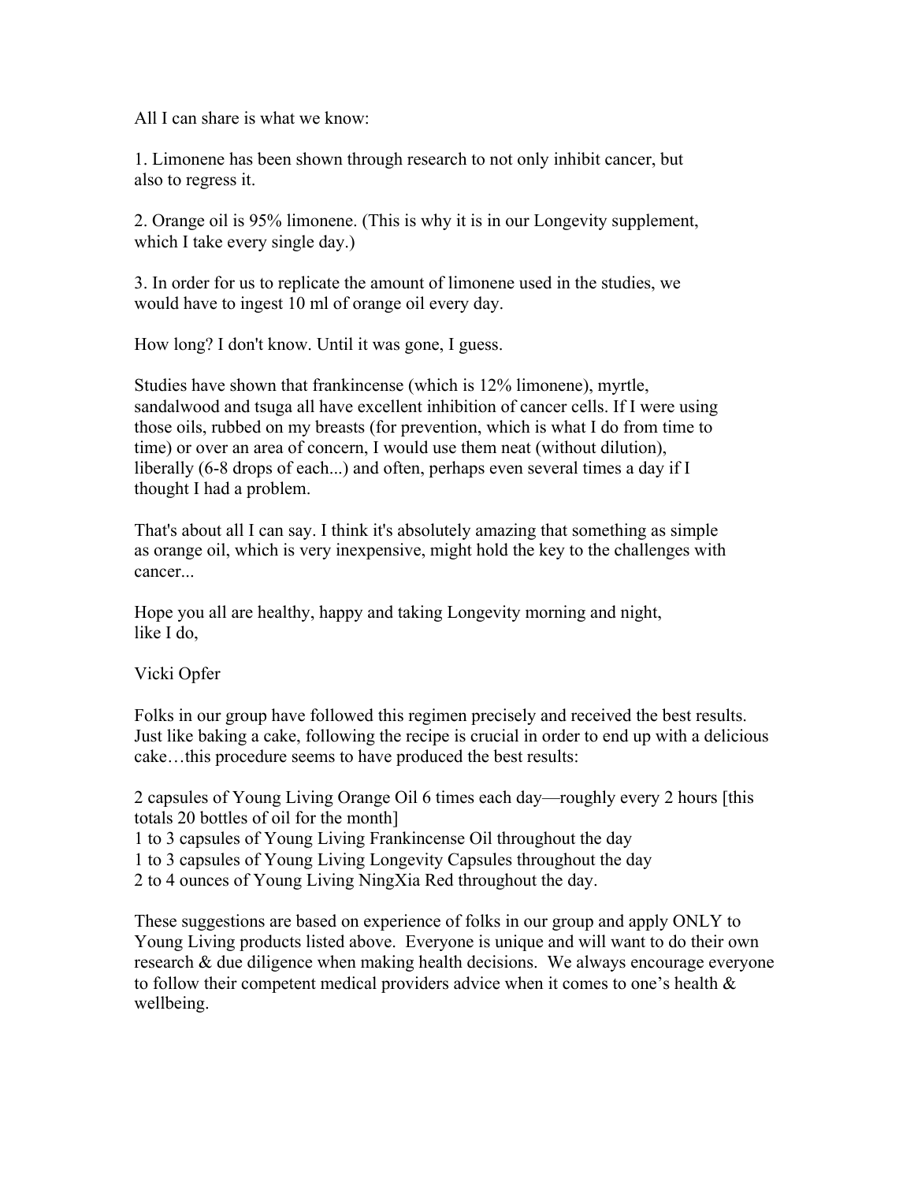All I can share is what we know:

1. Limonene has been shown through research to not only inhibit cancer, but also to regress it.

2. Orange oil is 95% limonene. (This is why it is in our Longevity supplement, which I take every single day.)

3. In order for us to replicate the amount of limonene used in the studies, we would have to ingest 10 ml of orange oil every day.

How long? I don't know. Until it was gone, I guess.

Studies have shown that frankincense (which is 12% limonene), myrtle, sandalwood and tsuga all have excellent inhibition of cancer cells. If I were using those oils, rubbed on my breasts (for prevention, which is what I do from time to time) or over an area of concern, I would use them neat (without dilution), liberally (6-8 drops of each...) and often, perhaps even several times a day if I thought I had a problem.

That's about all I can say. I think it's absolutely amazing that something as simple as orange oil, which is very inexpensive, might hold the key to the challenges with cancer...

Hope you all are healthy, happy and taking Longevity morning and night, like I do,

Vicki Opfer

Folks in our group have followed this regimen precisely and received the best results. Just like baking a cake, following the recipe is crucial in order to end up with a delicious cake…this procedure seems to have produced the best results:

2 capsules of Young Living Orange Oil 6 times each day—roughly every 2 hours [this totals 20 bottles of oil for the month]
1 to 3 capsules of Young Living Frankincense Oil throughout the day
1 to 3 capsules of Young Living Longevity Capsules throughout the day
2 to 4 ounces of Young Living NingXia Red throughout the day.

These suggestions are based on experience of folks in our group and apply ONLY to Young Living products listed above. Everyone is unique and will want to do their own research & due diligence when making health decisions. We always encourage everyone to follow their competent medical providers advice when it comes to one's health & wellbeing.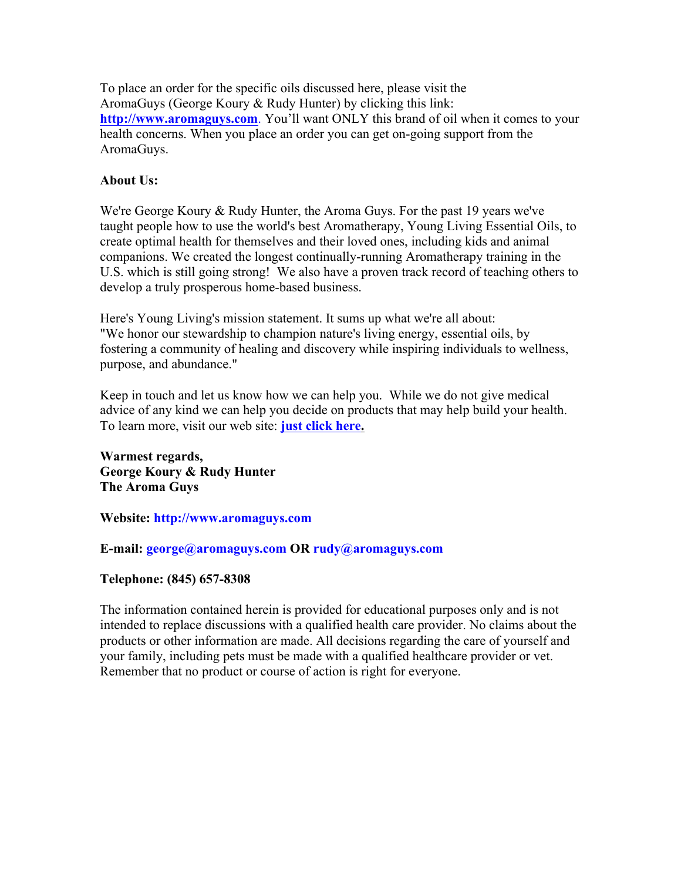To place an order for the specific oils discussed here, please visit the AromaGuys (George Koury & Rudy Hunter) by clicking this link: **http://www.aromaguys.com**. You'll want ONLY this brand of oil when it comes to your health concerns. When you place an order you can get on-going support from the AromaGuys.

**About Us:**

We're George Koury & Rudy Hunter, the Aroma Guys. For the past 19 years we've taught people how to use the world's best Aromatherapy, Young Living Essential Oils, to create optimal health for themselves and their loved ones, including kids and animal companions. We created the longest continually-running Aromatherapy training in the U.S. which is still going strong! We also have a proven track record of teaching others to develop a truly prosperous home-based business.

Here's Young Living's mission statement. It sums up what we're all about: "We honor our stewardship to champion nature's living energy, essential oils, by fostering a community of healing and discovery while inspiring individuals to wellness, purpose, and abundance."

Keep in touch and let us know how we can help you. While we do not give medical advice of any kind we can help you decide on products that may help build your health. To learn more, visit our web site: **just click here.**

**Warmest regards,**
**George Koury & Rudy Hunter**
**The Aroma Guys**

**Website: http://www.aromaguys.com**

**E-mail: george@aromaguys.com OR rudy@aromaguys.com**

**Telephone: (845) 657-8308**

The information contained herein is provided for educational purposes only and is not intended to replace discussions with a qualified health care provider. No claims about the products or other information are made. All decisions regarding the care of yourself and your family, including pets must be made with a qualified healthcare provider or vet. Remember that no product or course of action is right for everyone.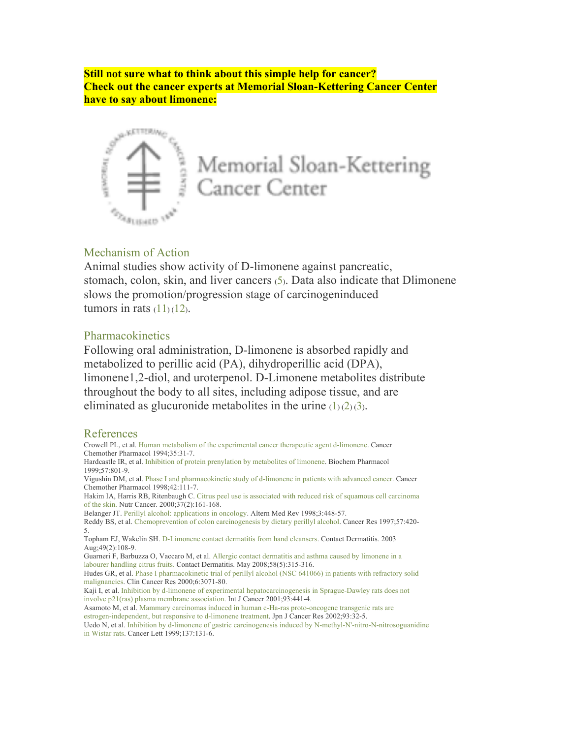**Still not sure what to think about this simple help for cancer?**
**Check out the cancer experts at Memorial Sloan-Kettering Cancer Center have to say about limonene:**

Memorial Sloan-Kettering Cancer Center

## Mechanism of Action

Animal studies show activity of D-limonene against pancreatic, stomach, colon, skin, and liver cancers (5). Data also indicate that Dlimonene slows the promotion/progression stage of carcinogeninduced tumors in rats (11) (12).

## Pharmacokinetics

Following oral administration, D-limonene is absorbed rapidly and metabolized to perillic acid (PA), dihydroperillic acid (DPA), limonene1,2-diol, and uroterpenol. D-Limonene metabolites distribute throughout the body to all sites, including adipose tissue, and are eliminated as glucuronide metabolites in the urine (1) (2) (3).

## References

Crowell PL, et al. Human metabolism of the experimental cancer therapeutic agent d-limonene. Cancer Chemother Pharmacol 1994;35:31-7.
Hardcastle IR, et al. Inhibition of protein prenylation by metabolites of limonene. Biochem Pharmacol 1999;57:801-9.
Vigushin DM, et al. Phase I and pharmacokinetic study of d-limonene in patients with advanced cancer. Cancer Chemother Pharmacol 1998;42:111-7.
Hakim IA, Harris RB, Ritenbaugh C. Citrus peel use is associated with reduced risk of squamous cell carcinoma of the skin. Nutr Cancer. 2000;37(2):161-168.
Belanger JT. Perillyl alcohol: applications in oncology. Altern Med Rev 1998;3:448-57.
Reddy BS, et al. Chemoprevention of colon carcinogenesis by dietary perillyl alcohol. Cancer Res 1997;57:420-5.
Topham EJ, Wakelin SH. D-Limonene contact dermatitis from hand cleansers. Contact Dermatitis. 2003 Aug;49(2):108-9.
Guarneri F, Barbuzza O, Vaccaro M, et al. Allergic contact dermatitis and asthma caused by limonene in a labourer handling citrus fruits. Contact Dermatitis. May 2008;58(5):315-316.
Hudes GR, et al. Phase I pharmacokinetic trial of perillyl alcohol (NSC 641066) in patients with refractory solid malignancies. Clin Cancer Res 2000;6:3071-80.
Kaji I, et al. Inhibition by d-limonene of experimental hepatocarcinogenesis in Sprague-Dawley rats does not involve p21(ras) plasma membrane association. Int J Cancer 2001;93:441-4.
Asamoto M, et al. Mammary carcinomas induced in human c-Ha-ras proto-oncogene transgenic rats are estrogen-independent, but responsive to d-limonene treatment. Jpn J Cancer Res 2002;93:32-5.
Uedo N, et al. Inhibition by d-limonene of gastric carcinogenesis induced by N-methyl-N'-nitro-N-nitrosoguanidine in Wistar rats. Cancer Lett 1999;137:131-6.